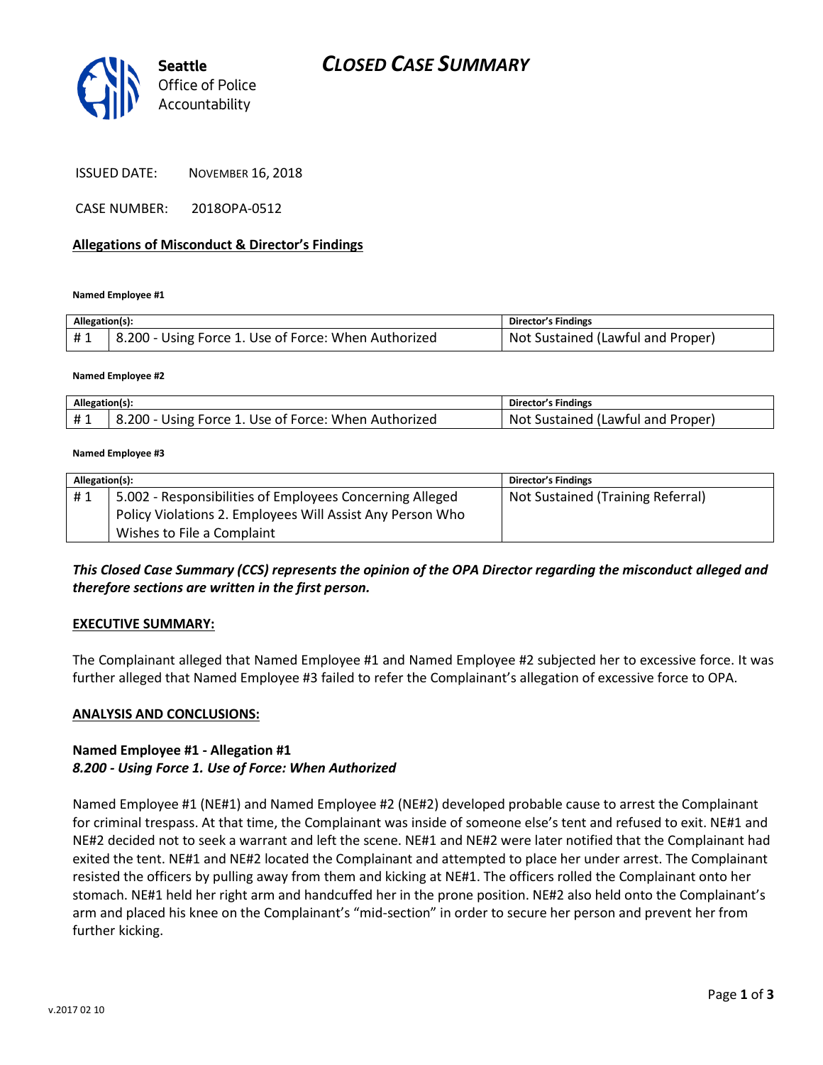Seattle Office of Police Accountability

# CLOSED CASE SUMMARY

ISSUED DATE: NOVEMBER 16, 2018

CASE NUMBER: 2018OPA-0512

## Allegations of Misconduct & Director's Findings

**Named Employee #1**

| Allegation(s): | | Director's Findings |
|---|---|---|
| # 1 | 8.200 - Using Force 1. Use of Force: When Authorized | Not Sustained (Lawful and Proper) |

**Named Employee #2**

| Allegation(s): | | Director's Findings |
|---|---|---|
| # 1 | 8.200 - Using Force 1. Use of Force: When Authorized | Not Sustained (Lawful and Proper) |

**Named Employee #3**

| Allegation(s): | | Director's Findings |
|---|---|---|
| # 1 | 5.002 - Responsibilities of Employees Concerning Alleged Policy Violations 2. Employees Will Assist Any Person Who Wishes to File a Complaint | Not Sustained (Training Referral) |

***This Closed Case Summary (CCS) represents the opinion of the OPA Director regarding the misconduct alleged and therefore sections are written in the first person.***

**EXECUTIVE SUMMARY:**

The Complainant alleged that Named Employee #1 and Named Employee #2 subjected her to excessive force. It was further alleged that Named Employee #3 failed to refer the Complainant's allegation of excessive force to OPA.

**ANALYSIS AND CONCLUSIONS:**

**Named Employee #1 - Allegation #1**
***8.200 - Using Force 1. Use of Force: When Authorized***

Named Employee #1 (NE#1) and Named Employee #2 (NE#2) developed probable cause to arrest the Complainant for criminal trespass. At that time, the Complainant was inside of someone else's tent and refused to exit. NE#1 and NE#2 decided not to seek a warrant and left the scene. NE#1 and NE#2 were later notified that the Complainant had exited the tent. NE#1 and NE#2 located the Complainant and attempted to place her under arrest. The Complainant resisted the officers by pulling away from them and kicking at NE#1. The officers rolled the Complainant onto her stomach. NE#1 held her right arm and handcuffed her in the prone position. NE#2 also held onto the Complainant's arm and placed his knee on the Complainant's "mid-section" in order to secure her person and prevent her from further kicking.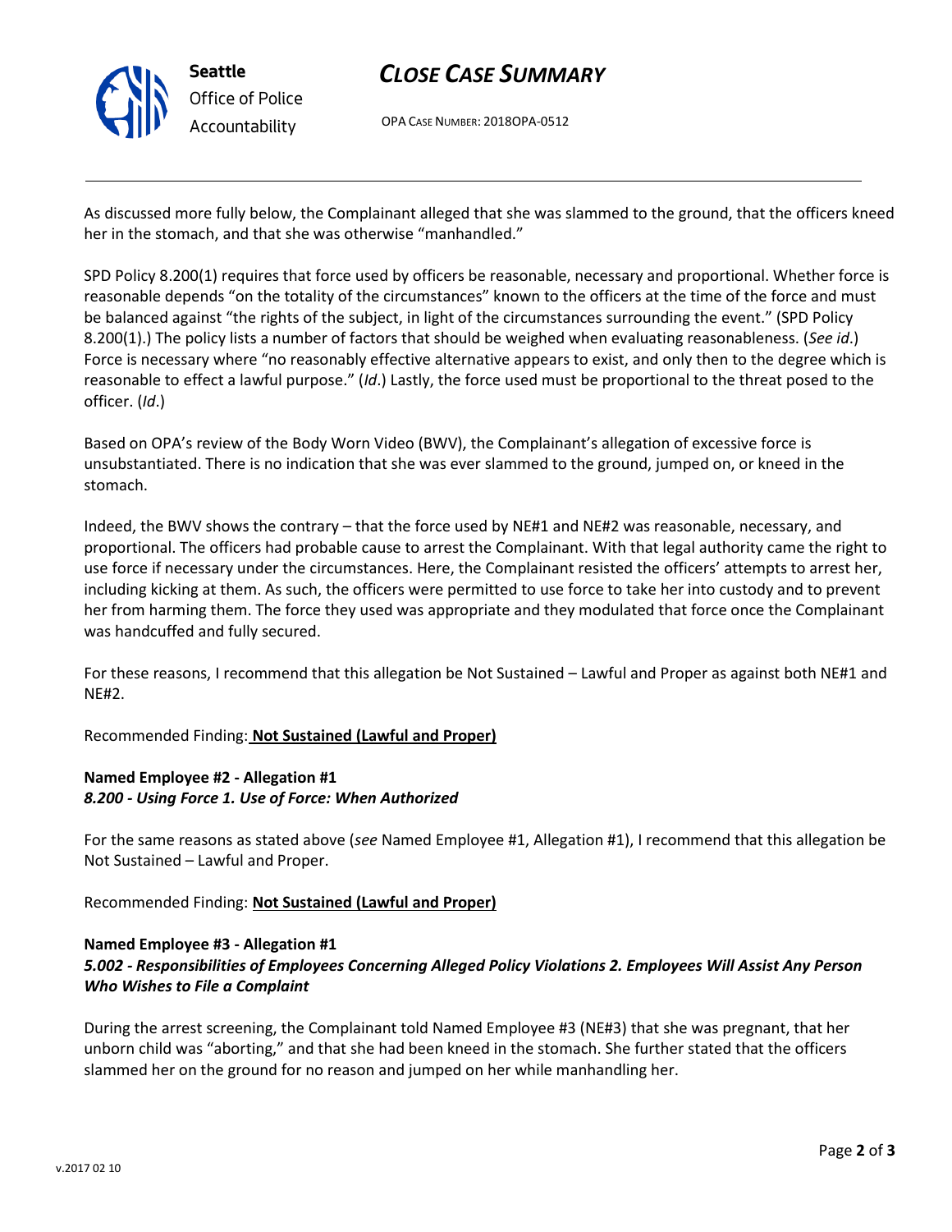As discussed more fully below, the Complainant alleged that she was slammed to the ground, that the officers kneed her in the stomach, and that she was otherwise "manhandled."

SPD Policy 8.200(1) requires that force used by officers be reasonable, necessary and proportional. Whether force is reasonable depends "on the totality of the circumstances" known to the officers at the time of the force and must be balanced against "the rights of the subject, in light of the circumstances surrounding the event." (SPD Policy 8.200(1).) The policy lists a number of factors that should be weighed when evaluating reasonableness. (*See id*.) Force is necessary where "no reasonably effective alternative appears to exist, and only then to the degree which is reasonable to effect a lawful purpose." (*Id*.) Lastly, the force used must be proportional to the threat posed to the officer. (*Id*.)

Based on OPA's review of the Body Worn Video (BWV), the Complainant's allegation of excessive force is unsubstantiated. There is no indication that she was ever slammed to the ground, jumped on, or kneed in the stomach.

Indeed, the BWV shows the contrary – that the force used by NE#1 and NE#2 was reasonable, necessary, and proportional. The officers had probable cause to arrest the Complainant. With that legal authority came the right to use force if necessary under the circumstances. Here, the Complainant resisted the officers' attempts to arrest her, including kicking at them. As such, the officers were permitted to use force to take her into custody and to prevent her from harming them. The force they used was appropriate and they modulated that force once the Complainant was handcuffed and fully secured.

For these reasons, I recommend that this allegation be Not Sustained – Lawful and Proper as against both NE#1 and NE#2.

Recommended Finding: **Not Sustained (Lawful and Proper)**

**Named Employee #2 - Allegation #1**
***8.200 - Using Force 1. Use of Force: When Authorized***

For the same reasons as stated above (*see* Named Employee #1, Allegation #1), I recommend that this allegation be Not Sustained – Lawful and Proper.

Recommended Finding: **Not Sustained (Lawful and Proper)**

**Named Employee #3 - Allegation #1**
***5.002 - Responsibilities of Employees Concerning Alleged Policy Violations 2. Employees Will Assist Any Person Who Wishes to File a Complaint***

During the arrest screening, the Complainant told Named Employee #3 (NE#3) that she was pregnant, that her unborn child was "aborting," and that she had been kneed in the stomach. She further stated that the officers slammed her on the ground for no reason and jumped on her while manhandling her.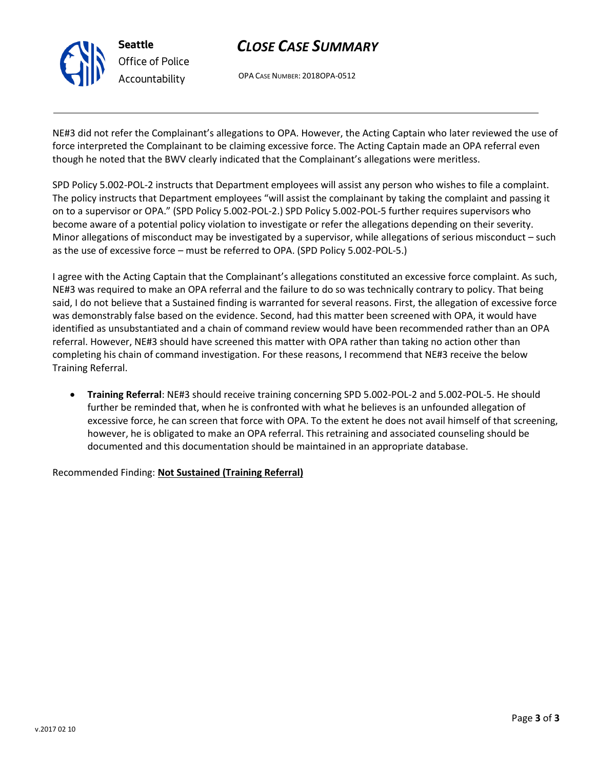NE#3 did not refer the Complainant's allegations to OPA. However, the Acting Captain who later reviewed the use of force interpreted the Complainant to be claiming excessive force. The Acting Captain made an OPA referral even though he noted that the BWV clearly indicated that the Complainant's allegations were meritless.

SPD Policy 5.002-POL-2 instructs that Department employees will assist any person who wishes to file a complaint. The policy instructs that Department employees "will assist the complainant by taking the complaint and passing it on to a supervisor or OPA." (SPD Policy 5.002-POL-2.) SPD Policy 5.002-POL-5 further requires supervisors who become aware of a potential policy violation to investigate or refer the allegations depending on their severity. Minor allegations of misconduct may be investigated by a supervisor, while allegations of serious misconduct – such as the use of excessive force – must be referred to OPA. (SPD Policy 5.002-POL-5.)

I agree with the Acting Captain that the Complainant's allegations constituted an excessive force complaint. As such, NE#3 was required to make an OPA referral and the failure to do so was technically contrary to policy. That being said, I do not believe that a Sustained finding is warranted for several reasons. First, the allegation of excessive force was demonstrably false based on the evidence. Second, had this matter been screened with OPA, it would have identified as unsubstantiated and a chain of command review would have been recommended rather than an OPA referral. However, NE#3 should have screened this matter with OPA rather than taking no action other than completing his chain of command investigation. For these reasons, I recommend that NE#3 receive the below Training Referral.

- **Training Referral**: NE#3 should receive training concerning SPD 5.002-POL-2 and 5.002-POL-5. He should further be reminded that, when he is confronted with what he believes is an unfounded allegation of excessive force, he can screen that force with OPA. To the extent he does not avail himself of that screening, however, he is obligated to make an OPA referral. This retraining and associated counseling should be documented and this documentation should be maintained in an appropriate database.

Recommended Finding: **<u>Not Sustained (Training Referral)</u>**